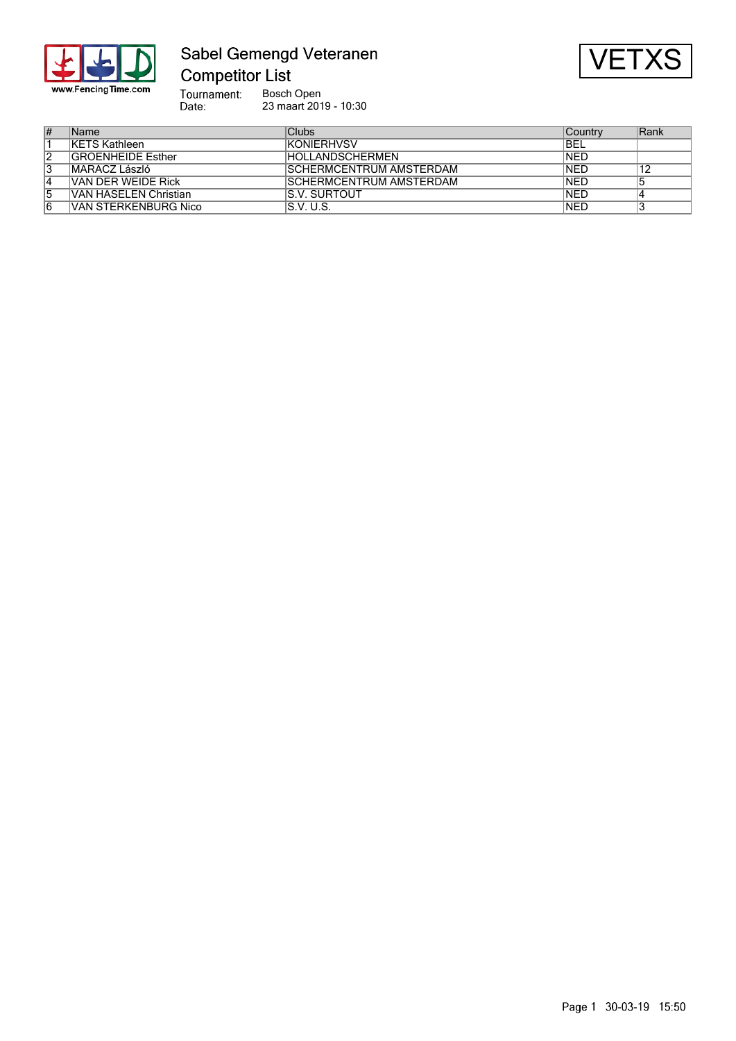# Sabel Gemengd Veteranen
## Competitor List

VETXS

Tournament: Bosch Open
Date: 23 maart 2019 - 10:30

| # | Name | Clubs | Country | Rank |
|---|---|---|---|---|
| 1 | KETS Kathleen | KONIERHVSV | BEL | |
| 2 | GROENHEIDE Esther | HOLLANDSCHERMEN | NED | |
| 3 | MARACZ László | SCHERMCENTRUM AMSTERDAM | NED | 12 |
| 4 | VAN DER WEIDE Rick | SCHERMCENTRUM AMSTERDAM | NED | 5 |
| 5 | VAN HASELEN Christian | S.V. SURTOUT | NED | 4 |
| 6 | VAN STERKENBURG Nico | S.V. U.S. | NED | 3 |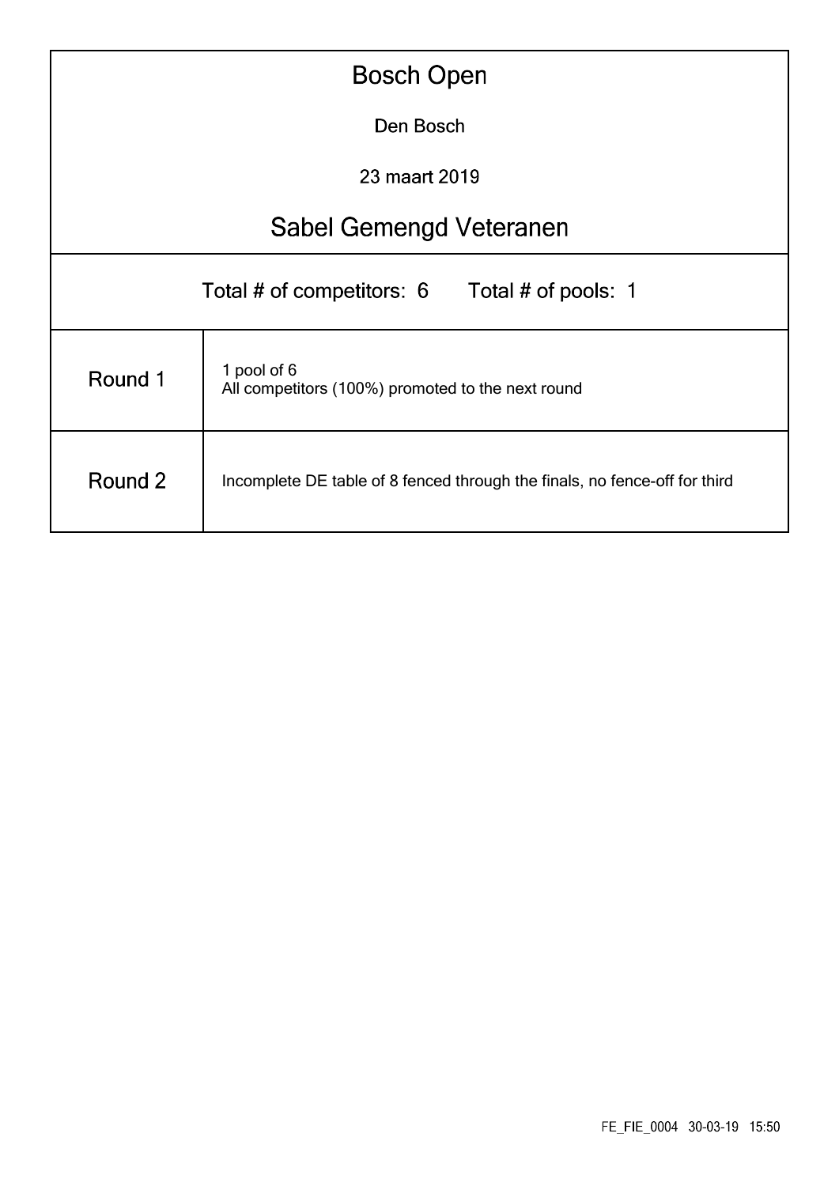# Bosch Open

Den Bosch

23 maart 2019

## Sabel Gemengd Veteranen

Total # of competitors: 6 Total # of pools: 1

| | |
|---|---|
| Round 1 | 1 pool of 6<br>All competitors (100%) promoted to the next round |
| Round 2 | Incomplete DE table of 8 fenced through the finals, no fence-off for third |

FE_FIE_0004 30-03-19 15:50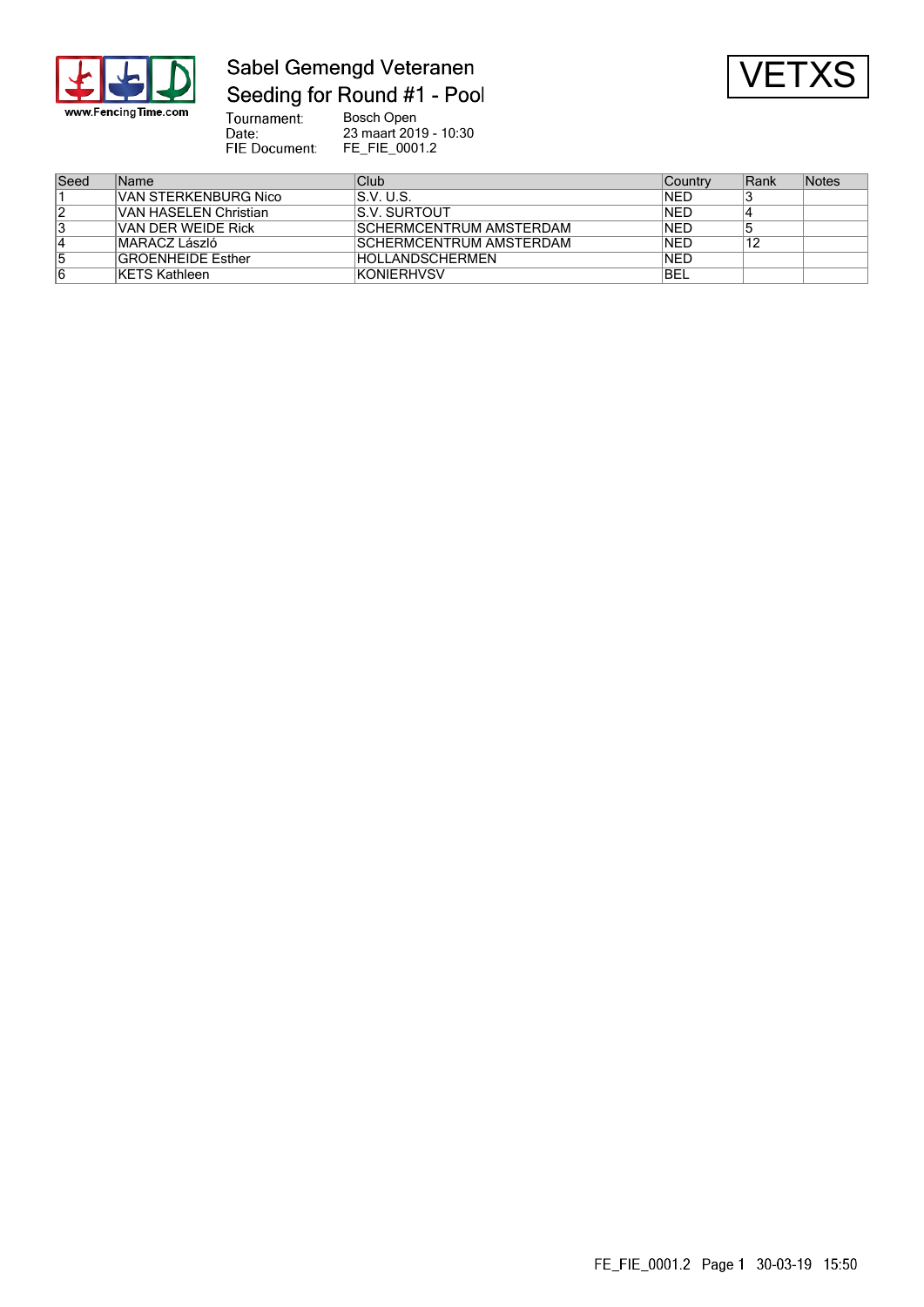# Sabel Gemengd Veteranen

## Seeding for Round #1 - Pool

VETXS

Tournament: Bosch Open
Date: 23 maart 2019 - 10:30
FIE Document: FE_FIE_0001.2

| Seed | Name | Club | Country | Rank | Notes |
|---|---|---|---|---|---|
| 1 | VAN STERKENBURG Nico | S.V. U.S. | NED | 3 | |
| 2 | VAN HASELEN Christian | S.V. SURTOUT | NED | 4 | |
| 3 | VAN DER WEIDE Rick | SCHERMCENTRUM AMSTERDAM | NED | 5 | |
| 4 | MARACZ László | SCHERMCENTRUM AMSTERDAM | NED | 12 | |
| 5 | GROENHEIDE Esther | HOLLANDSCHERMEN | NED | | |
| 6 | KETS Kathleen | KONIERHVSV | BEL | | |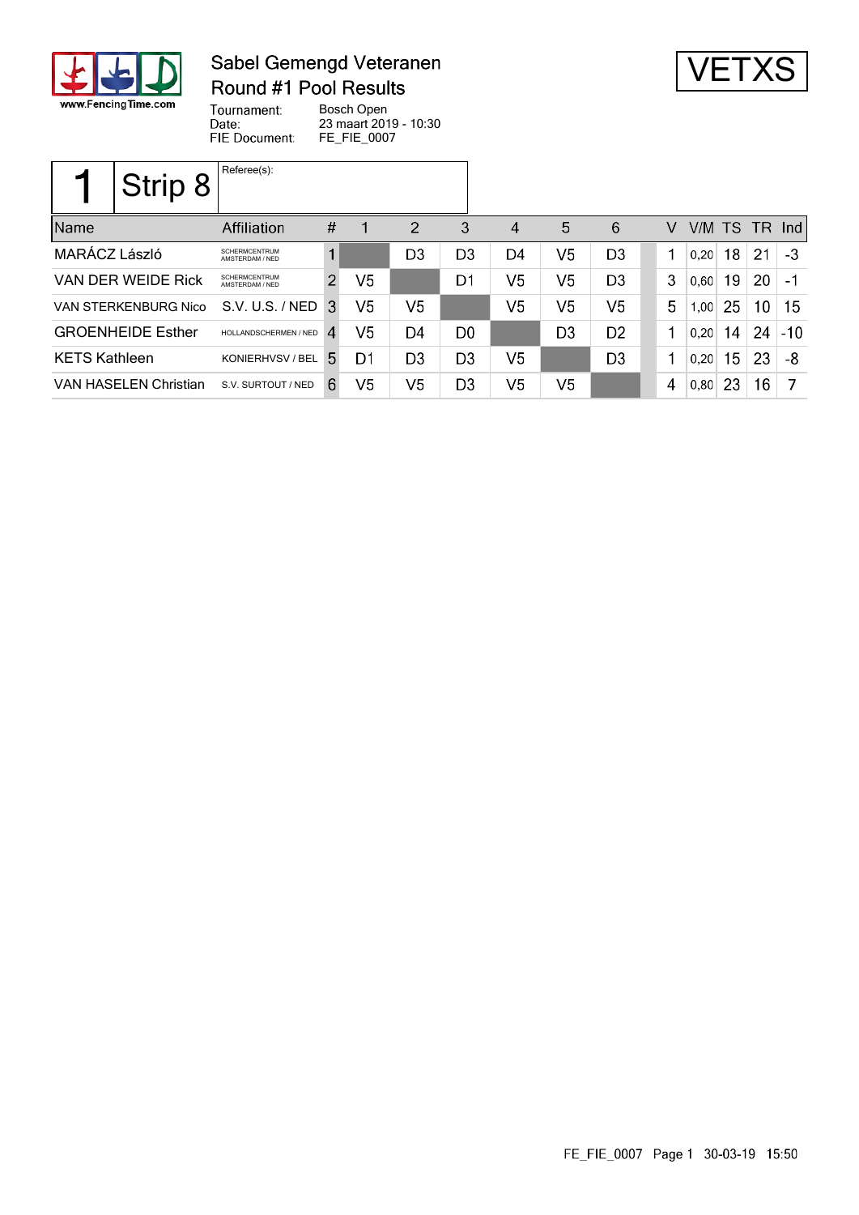# Sabel Gemengd Veteranen

## Round #1 Pool Results

**VETXS**

Tournament: Bosch Open
Date: 23 maart 2019 - 10:30
FIE Document: FE_FIE_0007

| 1 | Strip 8 | Referee(s): |
|---|---|---|

| Name | Affiliation | # | 1 | 2 | 3 | 4 | 5 | 6 | V | V/M | TS | TR | Ind |
|---|---|---|---|---|---|---|---|---|---|---|---|---|---|
| MARÁCZ László | SCHERMCENTRUM AMSTERDAM / NED | 1 | | D3 | D3 | D4 | V5 | D3 | 1 | 0,20 | 18 | 21 | -3 |
| VAN DER WEIDE Rick | SCHERMCENTRUM AMSTERDAM / NED | 2 | V5 | | D1 | V5 | V5 | D3 | 3 | 0,60 | 19 | 20 | -1 |
| VAN STERKENBURG Nico | S.V. U.S. / NED | 3 | V5 | V5 | | V5 | V5 | V5 | 5 | 1,00 | 25 | 10 | 15 |
| GROENHEIDE Esther | HOLLANDSCHERMEN / NED | 4 | V5 | D4 | D0 | | D3 | D2 | 1 | 0,20 | 14 | 24 | -10 |
| KETS Kathleen | KONIERHVSV / BEL | 5 | D1 | D3 | D3 | V5 | | D3 | 1 | 0,20 | 15 | 23 | -8 |
| VAN HASELEN Christian | S.V. SURTOUT / NED | 6 | V5 | V5 | D3 | V5 | V5 | | 4 | 0,80 | 23 | 16 | 7 |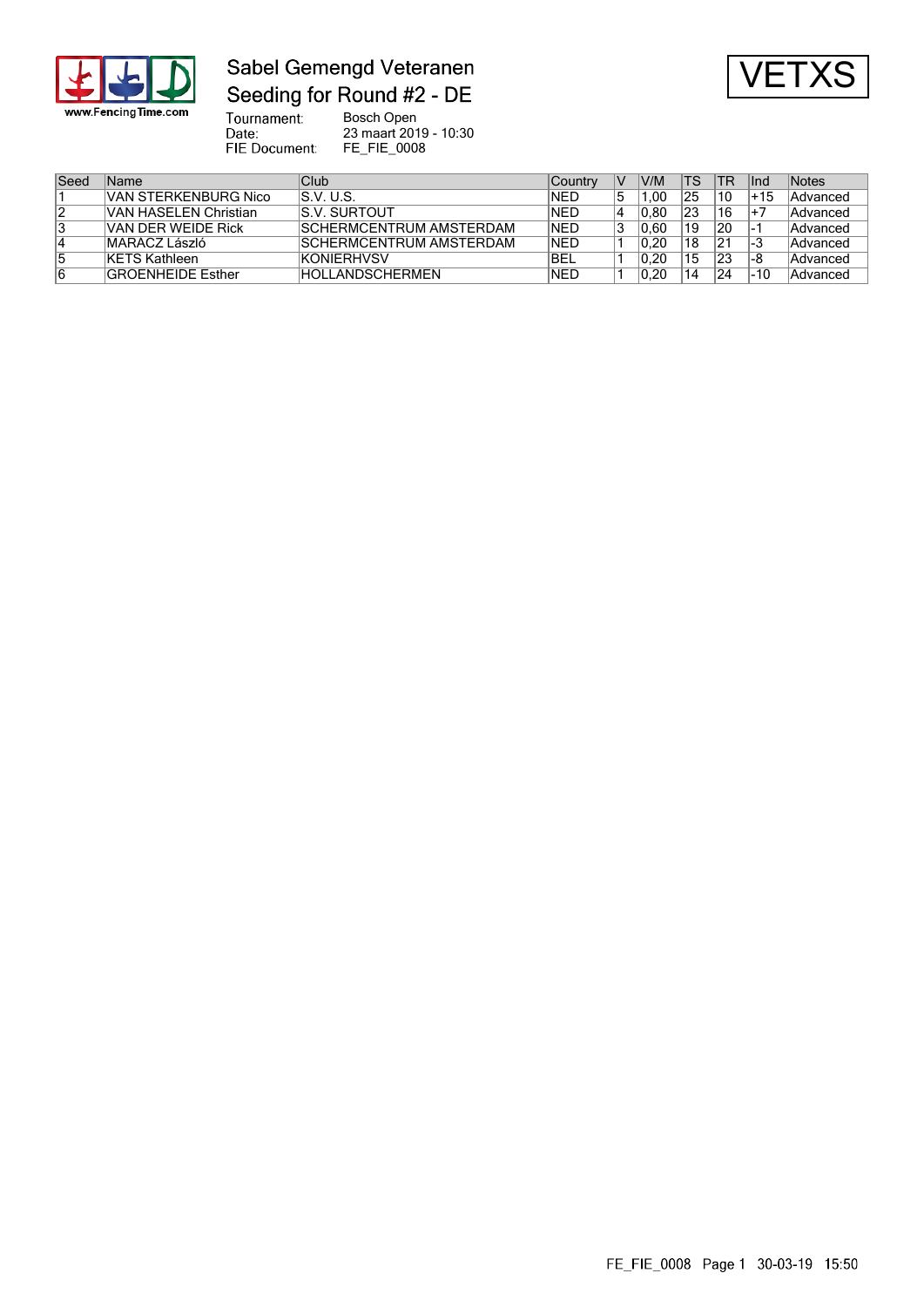# Sabel Gemengd Veteranen

## Seeding for Round #2 - DE

VETXS

Tournament: Bosch Open
Date: 23 maart 2019 - 10:30
FIE Document: FE_FIE_0008

| Seed | Name | Club | Country | V | V/M | TS | TR | Ind | Notes |
|---|---|---|---|---|---|---|---|---|---|
| 1 | VAN STERKENBURG Nico | S.V. U.S. | NED | 5 | 1,00 | 25 | 10 | +15 | Advanced |
| 2 | VAN HASELEN Christian | S.V. SURTOUT | NED | 4 | 0,80 | 23 | 16 | +7 | Advanced |
| 3 | VAN DER WEIDE Rick | SCHERMCENTRUM AMSTERDAM | NED | 3 | 0,60 | 19 | 20 | -1 | Advanced |
| 4 | MARACZ László | SCHERMCENTRUM AMSTERDAM | NED | 1 | 0,20 | 18 | 21 | -3 | Advanced |
| 5 | KETS Kathleen | KONIERHVSV | BEL | 1 | 0,20 | 15 | 23 | -8 | Advanced |
| 6 | GROENHEIDE Esther | HOLLANDSCHERMEN | NED | 1 | 0,20 | 14 | 24 | -10 | Advanced |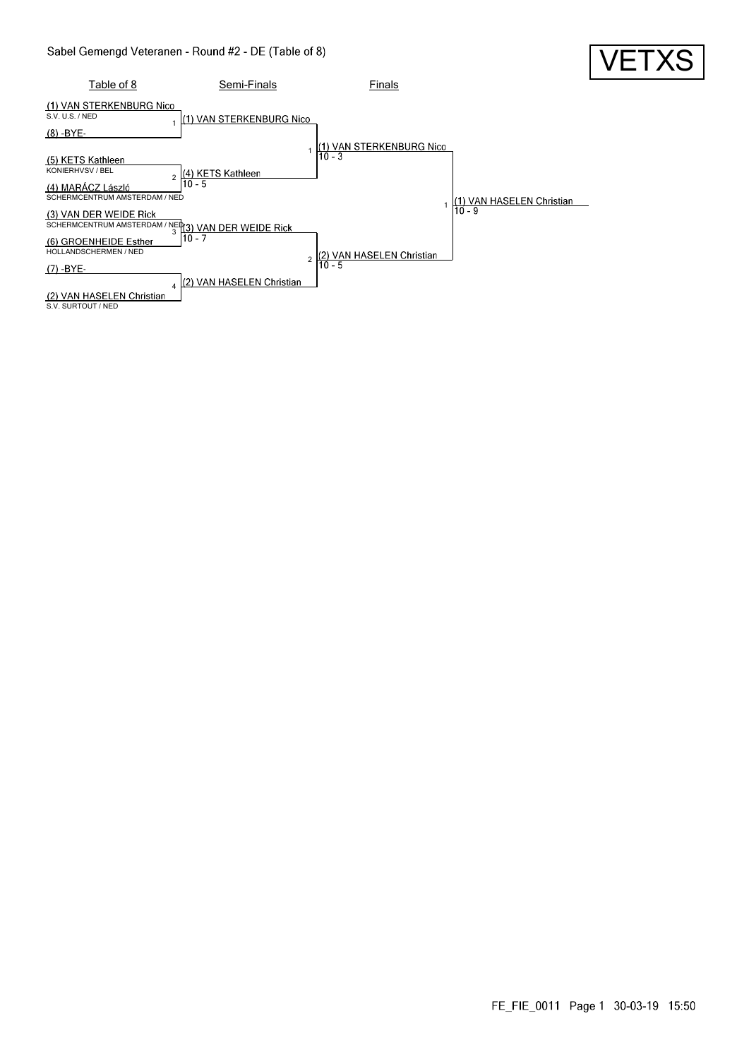# Sabel Gemengd Veteranen - Round #2 - DE (Table of 8)

VETXS

## Table of 8

| # | Fencer | Club |
|---|---|---|
| 1 | (1) VAN STERKENBURG Nico | S.V. U.S. / NED |
|  | (8) -BYE- | |
| 2 | (5) KETS Kathleen | KONIERHVSV / BEL |
|  | (4) MARÁCZ László | SCHERMCENTRUM AMSTERDAM / NED |
| 3 | (3) VAN DER WEIDE Rick | SCHERMCENTRUM AMSTERDAM / NED |
|  | (6) GROENHEIDE Esther | HOLLANDSCHERMEN / NED |
| 4 | (7) -BYE- | |
|  | (2) VAN HASELEN Christian | S.V. SURTOUT / NED |

## Semi-Finals

| # | Winner | Score |
|---|---|---|
| 1 | (1) VAN STERKENBURG Nico | |
| 2 | (4) KETS Kathleen | 10 - 5 |
| 3 | (3) VAN DER WEIDE Rick | 10 - 7 |
| 4 | (2) VAN HASELEN Christian | |

## Finals

| # | Winner | Score |
|---|---|---|
| 1 | (1) VAN STERKENBURG Nico | 10 - 3 |
| 2 | (2) VAN HASELEN Christian | 10 - 5 |

## Winner

| # | Winner | Score |
|---|---|---|
| 1 | (1) VAN HASELEN Christian | 10 - 9 |

FE_FIE_0011 Page 1 30-03-19 15:50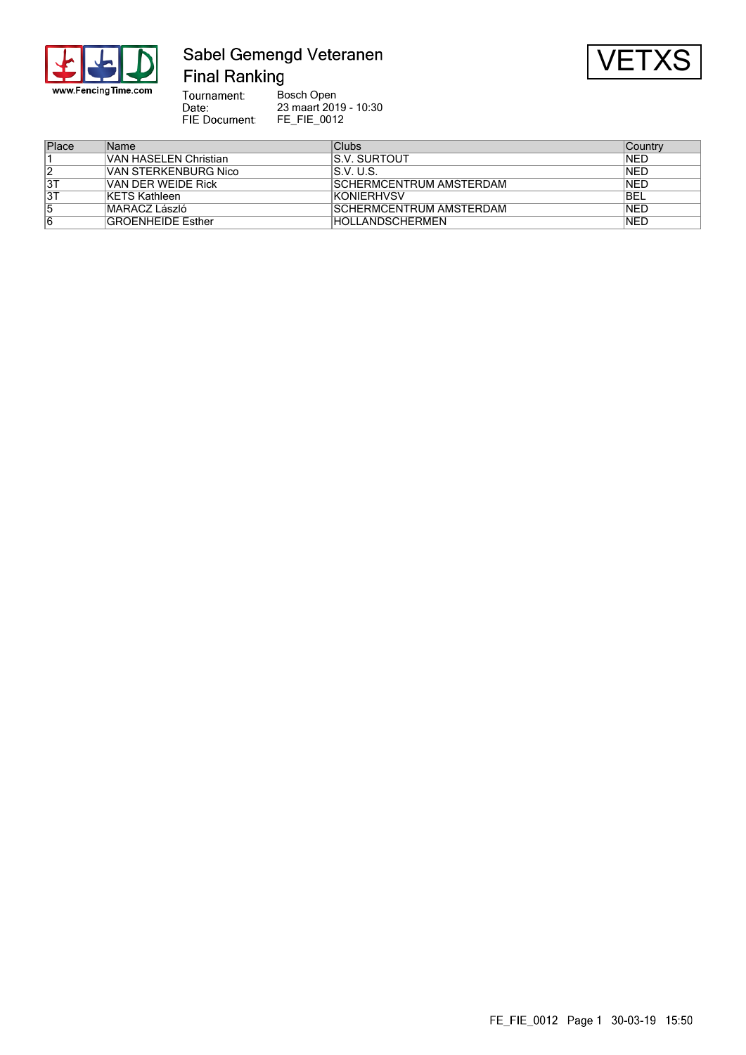# Sabel Gemengd Veteranen

## Final Ranking

**VETXS**

Tournament: Bosch Open
Date: 23 maart 2019 - 10:30
FIE Document: FE_FIE_0012

| Place | Name | Clubs | Country |
|---|---|---|---|
| 1 | VAN HASELEN Christian | S.V. SURTOUT | NED |
| 2 | VAN STERKENBURG Nico | S.V. U.S. | NED |
| 3T | VAN DER WEIDE Rick | SCHERMCENTRUM AMSTERDAM | NED |
| 3T | KETS Kathleen | KONIERHVSV | BEL |
| 5 | MARACZ László | SCHERMCENTRUM AMSTERDAM | NED |
| 6 | GROENHEIDE Esther | HOLLANDSCHERMEN | NED |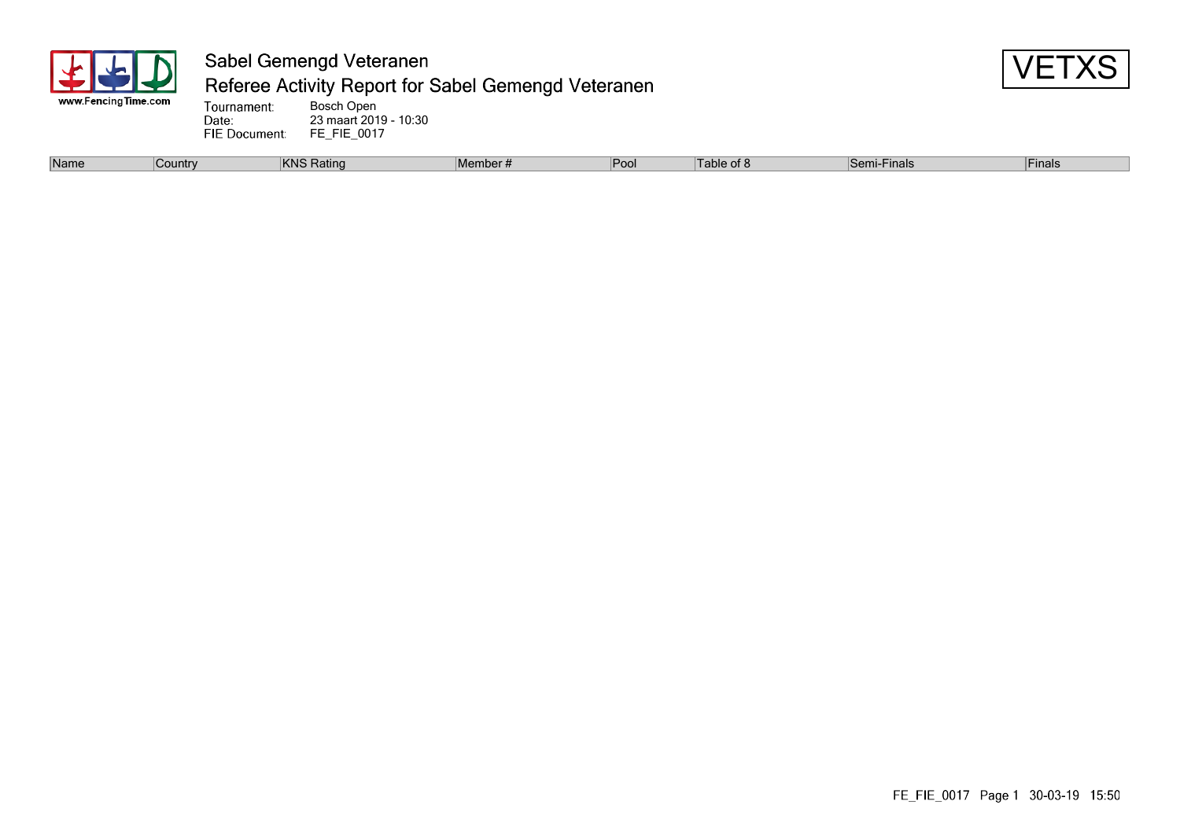# Sabel Gemengd Veteranen

## Referee Activity Report for Sabel Gemengd Veteranen

VETXS

Tournament: Bosch Open
Date: 23 maart 2019 - 10:30
FIE Document: FE_FIE_0017

| Name | Country | KNS Rating | Member # | Pool | Table of 8 | Semi-Finals | Finals |
|---|---|---|---|---|---|---|---|